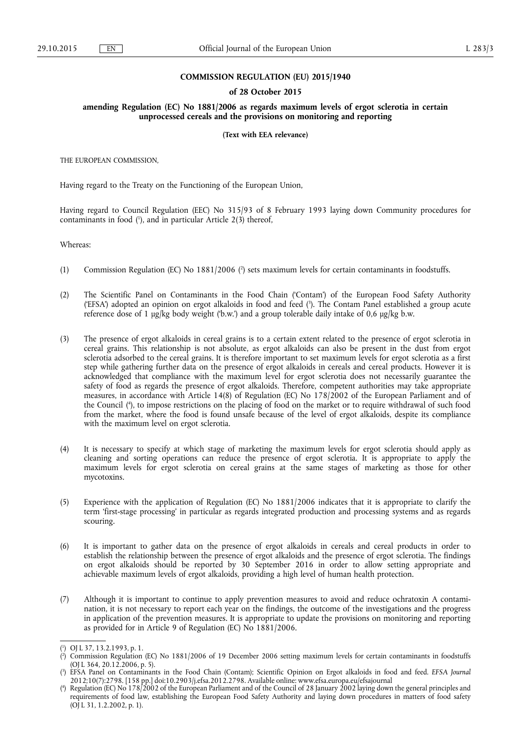# COMMISSION REGULATION (EU) 2015/1940

## of 28 October 2015

## amending Regulation (EC) No 1881/2006 as regards maximum levels of ergot sclerotia in certain unprocessed cereals and the provisions on monitoring and reporting

**(Text with EEA relevance)**

THE EUROPEAN COMMISSION,

Having regard to the Treaty on the Functioning of the European Union,

Having regard to Council Regulation (EEC) No 315/93 of 8 February 1993 laying down Community procedures for contaminants in food ([1]), and in particular Article 2(3) thereof,

Whereas:

(1) Commission Regulation (EC) No 1881/2006 ([2]) sets maximum levels for certain contaminants in foodstuffs.

(2) The Scientific Panel on Contaminants in the Food Chain ('Contam') of the European Food Safety Authority ('EFSA') adopted an opinion on ergot alkaloids in food and feed ([3]). The Contam Panel established a group acute reference dose of 1 μg/kg body weight ('b.w.') and a group tolerable daily intake of 0,6 μg/kg b.w.

(3) The presence of ergot alkaloids in cereal grains is to a certain extent related to the presence of ergot sclerotia in cereal grains. This relationship is not absolute, as ergot alkaloids can also be present in the dust from ergot sclerotia adsorbed to the cereal grains. It is therefore important to set maximum levels for ergot sclerotia as a first step while gathering further data on the presence of ergot alkaloids in cereals and cereal products. However it is acknowledged that compliance with the maximum level for ergot sclerotia does not necessarily guarantee the safety of food as regards the presence of ergot alkaloids. Therefore, competent authorities may take appropriate measures, in accordance with Article 14(8) of Regulation (EC) No 178/2002 of the European Parliament and of the Council ([4]), to impose restrictions on the placing of food on the market or to require withdrawal of such food from the market, where the food is found unsafe because of the level of ergot alkaloids, despite its compliance with the maximum level on ergot sclerotia.

(4) It is necessary to specify at which stage of marketing the maximum levels for ergot sclerotia should apply as cleaning and sorting operations can reduce the presence of ergot sclerotia. It is appropriate to apply the maximum levels for ergot sclerotia on cereal grains at the same stages of marketing as those for other mycotoxins.

(5) Experience with the application of Regulation (EC) No 1881/2006 indicates that it is appropriate to clarify the term 'first-stage processing' in particular as regards integrated production and processing systems and as regards scouring.

(6) It is important to gather data on the presence of ergot alkaloids in cereals and cereal products in order to establish the relationship between the presence of ergot alkaloids and the presence of ergot sclerotia. The findings on ergot alkaloids should be reported by 30 September 2016 in order to allow setting appropriate and achievable maximum levels of ergot alkaloids, providing a high level of human health protection.

(7) Although it is important to continue to apply prevention measures to avoid and reduce ochratoxin A contamination, it is not necessary to report each year on the findings, the outcome of the investigations and the progress in application of the prevention measures. It is appropriate to update the provisions on monitoring and reporting as provided for in Article 9 of Regulation (EC) No 1881/2006.

---

([1]) OJ L 37, 13.2.1993, p. 1.

([2]) Commission Regulation (EC) No 1881/2006 of 19 December 2006 setting maximum levels for certain contaminants in foodstuffs (OJ L 364, 20.12.2006, p. 5).

([3]) EFSA Panel on Contaminants in the Food Chain (Contam); Scientific Opinion on Ergot alkaloids in food and feed. *EFSA Journal* 2012;10(7):2798. [158 pp.] doi:10.2903/j.efsa.2012.2798. Available online: www.efsa.europa.eu/efsajournal

([4]) Regulation (EC) No 178/2002 of the European Parliament and of the Council of 28 January 2002 laying down the general principles and requirements of food law, establishing the European Food Safety Authority and laying down procedures in matters of food safety (OJ L 31, 1.2.2002, p. 1).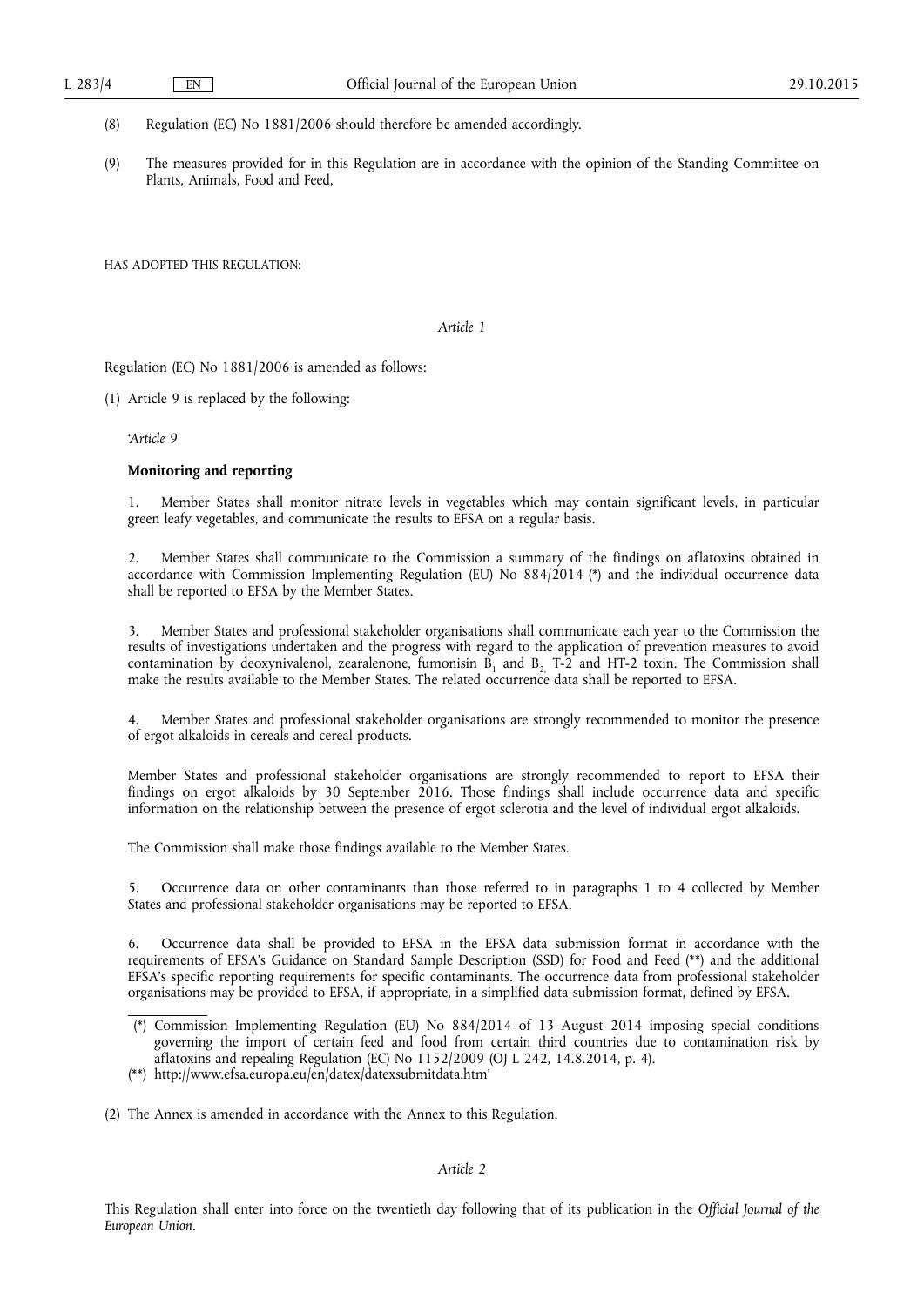(8) Regulation (EC) No 1881/2006 should therefore be amended accordingly.

(9) The measures provided for in this Regulation are in accordance with the opinion of the Standing Committee on Plants, Animals, Food and Feed,

HAS ADOPTED THIS REGULATION:

*Article 1*

Regulation (EC) No 1881/2006 is amended as follows:

(1) Article 9 is replaced by the following:

'*Article 9*

**Monitoring and reporting**

1. Member States shall monitor nitrate levels in vegetables which may contain significant levels, in particular green leafy vegetables, and communicate the results to EFSA on a regular basis.

2. Member States shall communicate to the Commission a summary of the findings on aflatoxins obtained in accordance with Commission Implementing Regulation (EU) No 884/2014 (*) and the individual occurrence data shall be reported to EFSA by the Member States.

3. Member States and professional stakeholder organisations shall communicate each year to the Commission the results of investigations undertaken and the progress with regard to the application of prevention measures to avoid contamination by deoxynivalenol, zearalenone, fumonisin $B_1$ and $B_2$, T-2 and HT-2 toxin. The Commission shall make the results available to the Member States. The related occurrence data shall be reported to EFSA.

4. Member States and professional stakeholder organisations are strongly recommended to monitor the presence of ergot alkaloids in cereals and cereal products.

Member States and professional stakeholder organisations are strongly recommended to report to EFSA their findings on ergot alkaloids by 30 September 2016. Those findings shall include occurrence data and specific information on the relationship between the presence of ergot sclerotia and the level of individual ergot alkaloids.

The Commission shall make those findings available to the Member States.

5. Occurrence data on other contaminants than those referred to in paragraphs 1 to 4 collected by Member States and professional stakeholder organisations may be reported to EFSA.

6. Occurrence data shall be provided to EFSA in the EFSA data submission format in accordance with the requirements of EFSA's Guidance on Standard Sample Description (SSD) for Food and Feed (**) and the additional EFSA's specific reporting requirements for specific contaminants. The occurrence data from professional stakeholder organisations may be provided to EFSA, if appropriate, in a simplified data submission format, defined by EFSA.

(*) Commission Implementing Regulation (EU) No 884/2014 of 13 August 2014 imposing special conditions governing the import of certain feed and food from certain third countries due to contamination risk by aflatoxins and repealing Regulation (EC) No 1152/2009 (OJ L 242, 14.8.2014, p. 4).

(**) http://www.efsa.europa.eu/en/datex/datexsubmitdata.htm'

(2) The Annex is amended in accordance with the Annex to this Regulation.

*Article 2*

This Regulation shall enter into force on the twentieth day following that of its publication in the *Official Journal of the European Union*.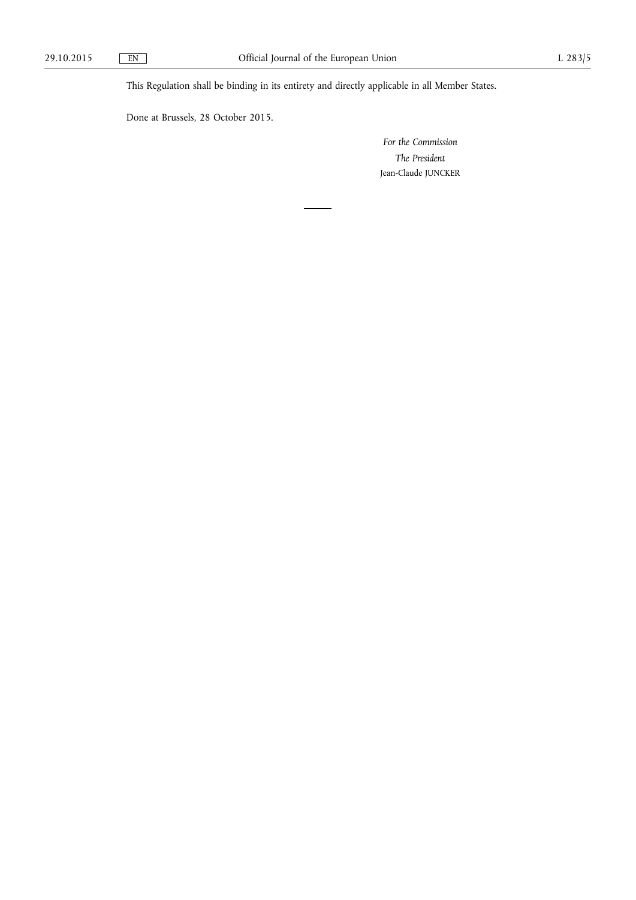This Regulation shall be binding in its entirety and directly applicable in all Member States.

Done at Brussels, 28 October 2015.

*For the Commission*

*The President*

Jean-Claude JUNCKER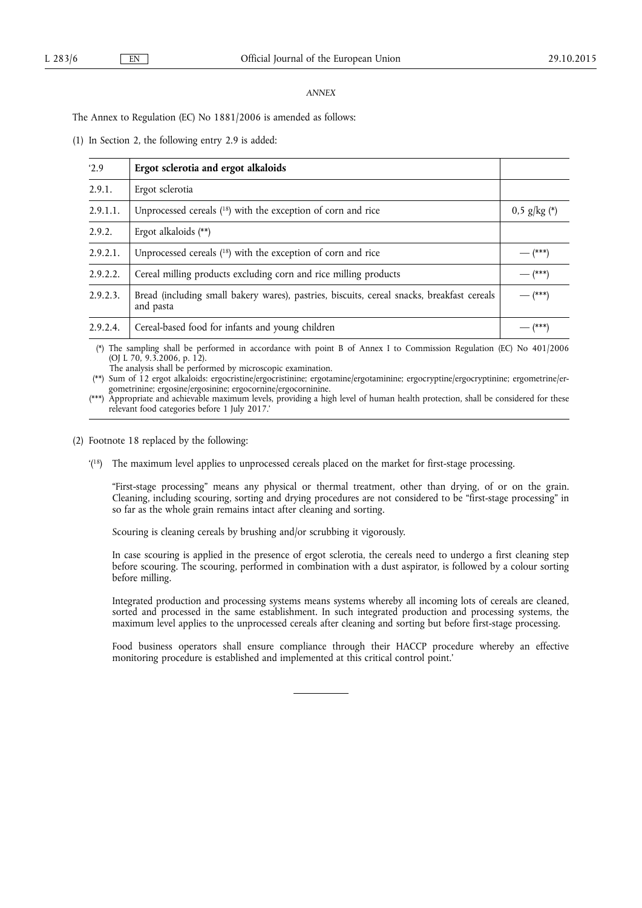*ANNEX*

The Annex to Regulation (EC) No 1881/2006 is amended as follows:

(1) In Section 2, the following entry 2.9 is added:

| | | |
|---|---|---|
| '2.9 | **Ergot sclerotia and ergot alkaloids** | |
| 2.9.1. | Ergot sclerotia | |
| 2.9.1.1. | Unprocessed cereals ([18]) with the exception of corn and rice | 0,5 g/kg (*) |
| 2.9.2. | Ergot alkaloids (**) | |
| 2.9.2.1. | Unprocessed cereals ([18]) with the exception of corn and rice | — (***) |
| 2.9.2.2. | Cereal milling products excluding corn and rice milling products | — (***) |
| 2.9.2.3. | Bread (including small bakery wares), pastries, biscuits, cereal snacks, breakfast cereals and pasta | — (***) |
| 2.9.2.4. | Cereal-based food for infants and young children | — (***) |

(*) The sampling shall be performed in accordance with point B of Annex I to Commission Regulation (EC) No 401/2006 (OJ L 70, 9.3.2006, p. 12).
The analysis shall be performed by microscopic examination.

(**) Sum of 12 ergot alkaloids: ergocristine/ergocristinine; ergotamine/ergotaminine; ergocryptine/ergocryptinine; ergometrine/ergometrinine; ergosine/ergosinine; ergocornine/ergocorninine.

(***) Appropriate and achievable maximum levels, providing a high level of human health protection, shall be considered for these relevant food categories before 1 July 2017.'

(2) Footnote 18 replaced by the following:

'([18]) The maximum level applies to unprocessed cereals placed on the market for first-stage processing.

"First-stage processing" means any physical or thermal treatment, other than drying, of or on the grain. Cleaning, including scouring, sorting and drying procedures are not considered to be "first-stage processing" in so far as the whole grain remains intact after cleaning and sorting.

Scouring is cleaning cereals by brushing and/or scrubbing it vigorously.

In case scouring is applied in the presence of ergot sclerotia, the cereals need to undergo a first cleaning step before scouring. The scouring, performed in combination with a dust aspirator, is followed by a colour sorting before milling.

Integrated production and processing systems means systems whereby all incoming lots of cereals are cleaned, sorted and processed in the same establishment. In such integrated production and processing systems, the maximum level applies to the unprocessed cereals after cleaning and sorting but before first-stage processing.

Food business operators shall ensure compliance through their HACCP procedure whereby an effective monitoring procedure is established and implemented at this critical control point.'